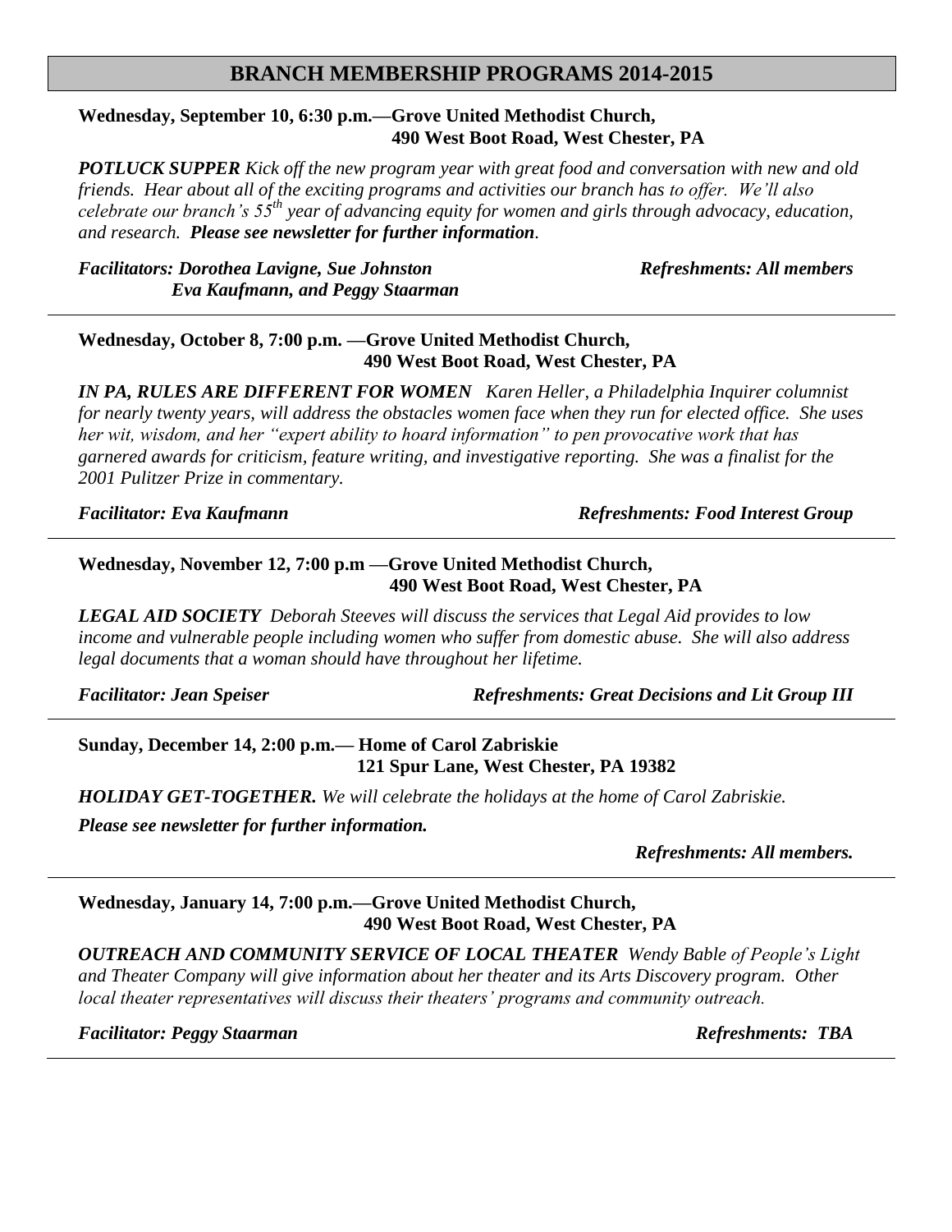# BRANCH MEMBERSHIP PROGRAMS 2014-2015

**Wednesday, September 10, 6:30 p.m.—Grove United Methodist Church,**
**490 West Boot Road, West Chester, PA**

***POTLUCK SUPPER*** *Kick off the new program year with great food and conversation with new and old friends. Hear about all of the exciting programs and activities our branch has to offer. We'll also celebrate our branch's 55th year of advancing equity for women and girls through advocacy, education, and research.* ***Please see newsletter for further information****.*

***Facilitators: Dorothea Lavigne, Sue Johnston Eva Kaufmann, and Peggy Staarman*** — ***Refreshments: All members***

---

**Wednesday, October 8, 7:00 p.m. —Grove United Methodist Church,**
**490 West Boot Road, West Chester, PA**

***IN PA, RULES ARE DIFFERENT FOR WOMEN*** *Karen Heller, a Philadelphia Inquirer columnist for nearly twenty years, will address the obstacles women face when they run for elected office. She uses her wit, wisdom, and her "expert ability to hoard information" to pen provocative work that has garnered awards for criticism, feature writing, and investigative reporting. She was a finalist for the 2001 Pulitzer Prize in commentary.*

***Facilitator: Eva Kaufmann*** — ***Refreshments: Food Interest Group***

---

**Wednesday, November 12, 7:00 p.m —Grove United Methodist Church,**
**490 West Boot Road, West Chester, PA**

***LEGAL AID SOCIETY*** *Deborah Steeves will discuss the services that Legal Aid provides to low income and vulnerable people including women who suffer from domestic abuse. She will also address legal documents that a woman should have throughout her lifetime.*

***Facilitator: Jean Speiser*** — ***Refreshments: Great Decisions and Lit Group III***

---

**Sunday, December 14, 2:00 p.m.— Home of Carol Zabriskie**
**121 Spur Lane, West Chester, PA 19382**

***HOLIDAY GET-TOGETHER.*** *We will celebrate the holidays at the home of Carol Zabriskie.*

***Please see newsletter for further information.***

***Refreshments: All members.***

---

**Wednesday, January 14, 7:00 p.m.—Grove United Methodist Church,**
**490 West Boot Road, West Chester, PA**

***OUTREACH AND COMMUNITY SERVICE OF LOCAL THEATER*** *Wendy Bable of People's Light and Theater Company will give information about her theater and its Arts Discovery program. Other local theater representatives will discuss their theaters' programs and community outreach.*

***Facilitator: Peggy Staarman*** — ***Refreshments: TBA***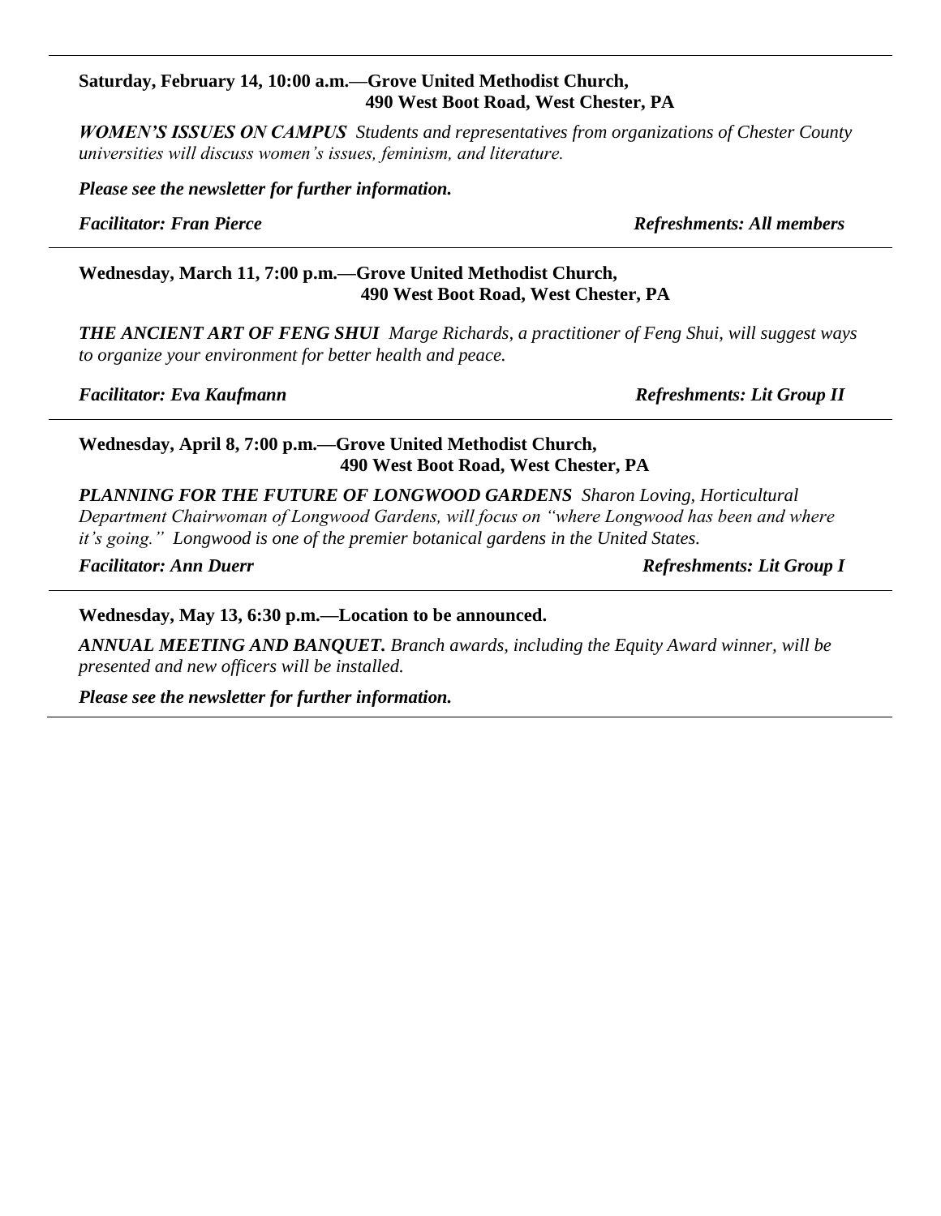**Saturday, February 14, 10:00 a.m.—Grove United Methodist Church,**
**490 West Boot Road, West Chester, PA**

***WOMEN'S ISSUES ON CAMPUS*** *Students and representatives from organizations of Chester County universities will discuss women's issues, feminism, and literature.*

***Please see the newsletter for further information.***

***Facilitator: Fran Pierce*** ***Refreshments: All members***

---

**Wednesday, March 11, 7:00 p.m.—Grove United Methodist Church,**
**490 West Boot Road, West Chester, PA**

***THE ANCIENT ART OF FENG SHUI*** *Marge Richards, a practitioner of Feng Shui, will suggest ways to organize your environment for better health and peace.*

***Facilitator: Eva Kaufmann*** ***Refreshments: Lit Group II***

---

**Wednesday, April 8, 7:00 p.m.—Grove United Methodist Church,**
**490 West Boot Road, West Chester, PA**

***PLANNING FOR THE FUTURE OF LONGWOOD GARDENS*** *Sharon Loving, Horticultural Department Chairwoman of Longwood Gardens, will focus on "where Longwood has been and where it's going." Longwood is one of the premier botanical gardens in the United States.*

***Facilitator: Ann Duerr*** ***Refreshments: Lit Group I***

---

**Wednesday, May 13, 6:30 p.m.—Location to be announced.**

***ANNUAL MEETING AND BANQUET.*** *Branch awards, including the Equity Award winner, will be presented and new officers will be installed.*

***Please see the newsletter for further information.***